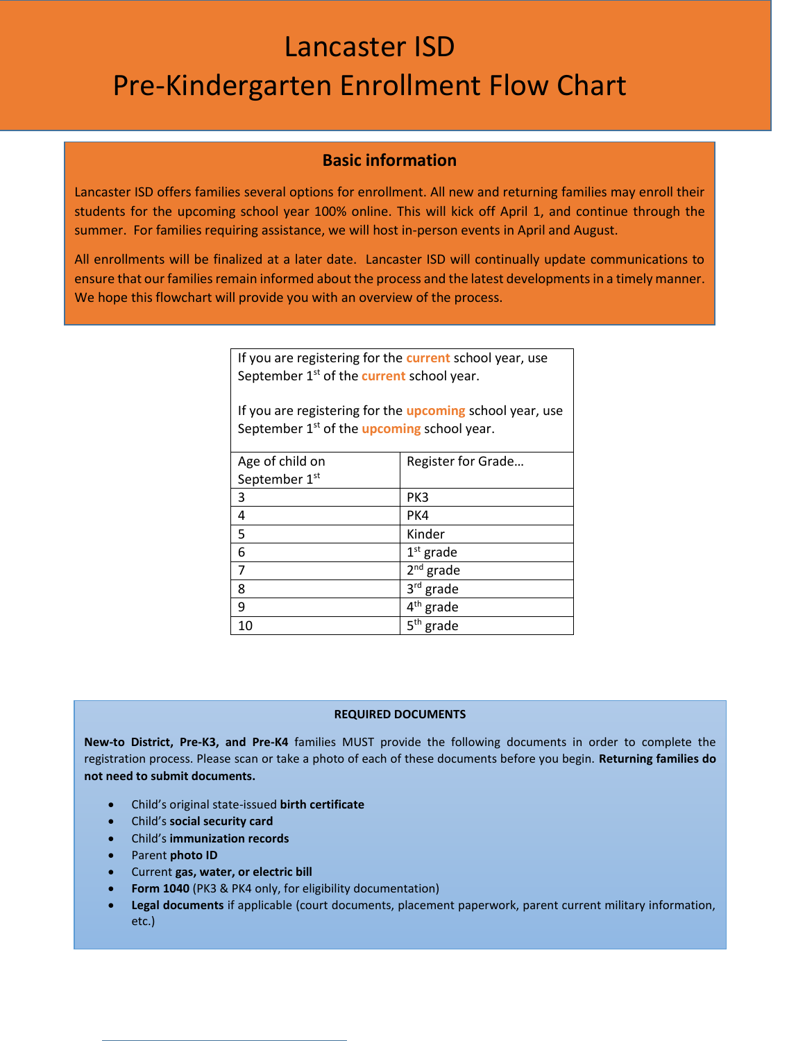# Lancaster ISD
# Pre-Kindergarten Enrollment Flow Chart

## Basic information

Lancaster ISD offers families several options for enrollment. All new and returning families may enroll their students for the upcoming school year 100% online. This will kick off April 1, and continue through the summer. For families requiring assistance, we will host in-person events in April and August.

All enrollments will be finalized at a later date. Lancaster ISD will continually update communications to ensure that our families remain informed about the process and the latest developments in a timely manner. We hope this flowchart will provide you with an overview of the process.

If you are registering for the **current** school year, use September 1st of the **current** school year.

If you are registering for the **upcoming** school year, use September 1st of the **upcoming** school year.

| Age of child on September 1st | Register for Grade… |
|---|---|
| 3 | PK3 |
| 4 | PK4 |
| 5 | Kinder |
| 6 | 1st grade |
| 7 | 2nd grade |
| 8 | 3rd grade |
| 9 | 4th grade |
| 10 | 5th grade |

### REQUIRED DOCUMENTS

**New-to District, Pre-K3, and Pre-K4** families MUST provide the following documents in order to complete the registration process. Please scan or take a photo of each of these documents before you begin. **Returning families do not need to submit documents.**

- Child's original state-issued **birth certificate**
- Child's **social security card**
- Child's **immunization records**
- Parent **photo ID**
- Current **gas, water, or electric bill**
- **Form 1040** (PK3 & PK4 only, for eligibility documentation)
- **Legal documents** if applicable (court documents, placement paperwork, parent current military information, etc.)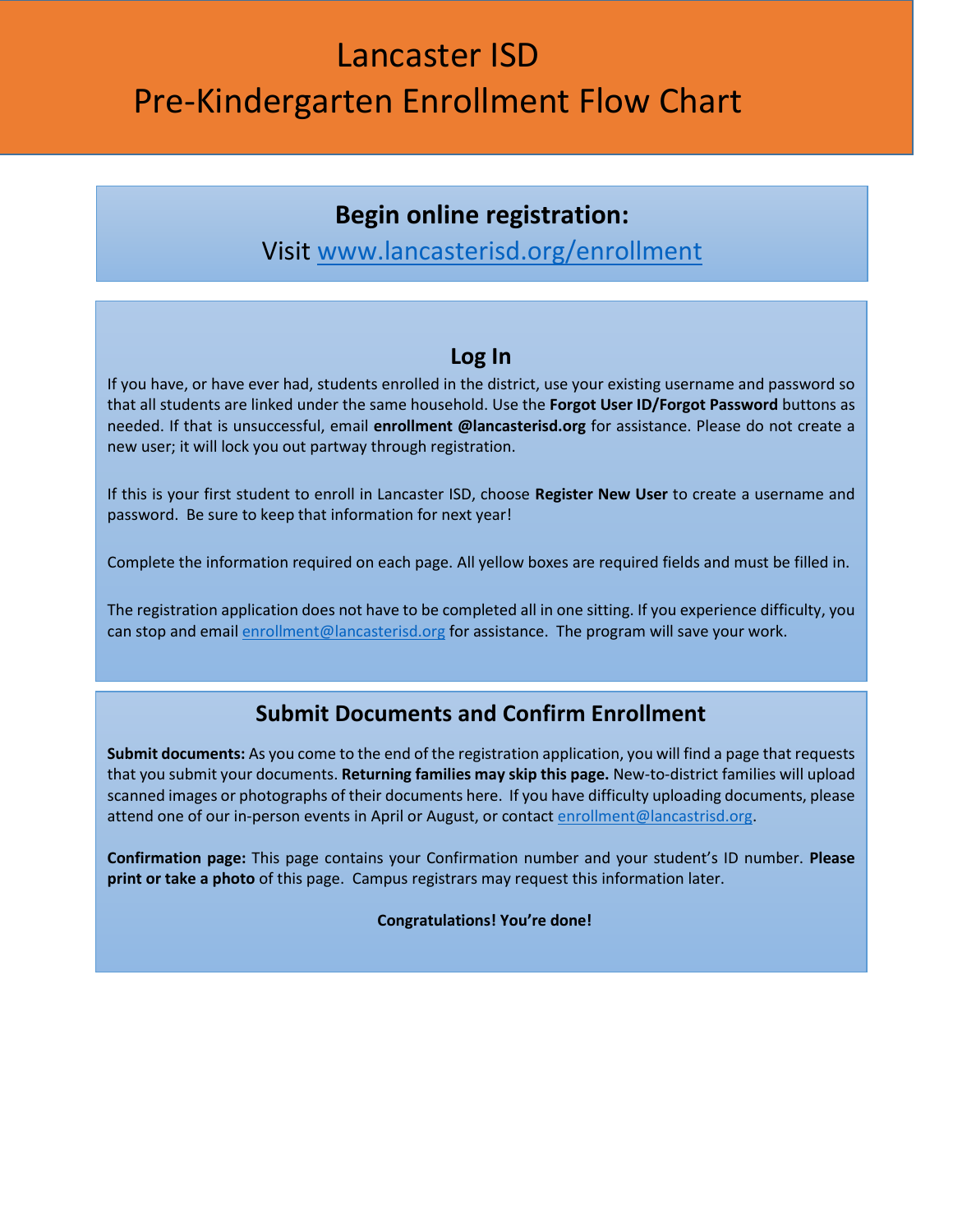# Lancaster ISD
# Pre-Kindergarten Enrollment Flow Chart

## Begin online registration:

Visit www.lancasterisd.org/enrollment

## Log In

If you have, or have ever had, students enrolled in the district, use your existing username and password so that all students are linked under the same household. Use the **Forgot User ID/Forgot Password** buttons as needed. If that is unsuccessful, email **enrollment @lancasterisd.org** for assistance. Please do not create a new user; it will lock you out partway through registration.

If this is your first student to enroll in Lancaster ISD, choose **Register New User** to create a username and password. Be sure to keep that information for next year!

Complete the information required on each page. All yellow boxes are required fields and must be filled in.

The registration application does not have to be completed all in one sitting. If you experience difficulty, you can stop and email enrollment@lancasterisd.org for assistance. The program will save your work.

## Submit Documents and Confirm Enrollment

**Submit documents:** As you come to the end of the registration application, you will find a page that requests that you submit your documents. **Returning families may skip this page.** New-to-district families will upload scanned images or photographs of their documents here. If you have difficulty uploading documents, please attend one of our in-person events in April or August, or contact enrollment@lancastrisd.org.

**Confirmation page:** This page contains your Confirmation number and your student's ID number. **Please print or take a photo** of this page. Campus registrars may request this information later.

**Congratulations! You're done!**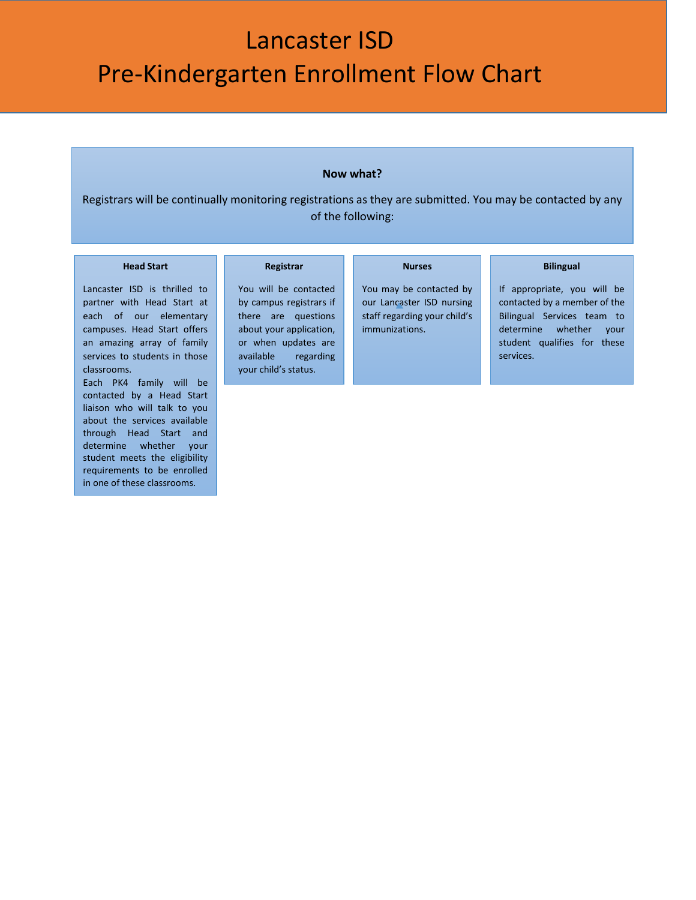# Lancaster ISD
# Pre-Kindergarten Enrollment Flow Chart

**Now what?**

Registrars will be continually monitoring registrations as they are submitted. You may be contacted by any of the following:

### Head Start

Lancaster ISD is thrilled to partner with Head Start at each of our elementary campuses. Head Start offers an amazing array of family services to students in those classrooms.

Each PK4 family will be contacted by a Head Start liaison who will talk to you about the services available through Head Start and determine whether your student meets the eligibility requirements to be enrolled in one of these classrooms.

### Registrar

You will be contacted by campus registrars if there are questions about your application, or when updates are available regarding your child's status.

### Nurses

You may be contacted by our Lancaster ISD nursing staff regarding your child's immunizations.

### Bilingual

If appropriate, you will be contacted by a member of the Bilingual Services team to determine whether your student qualifies for these services.